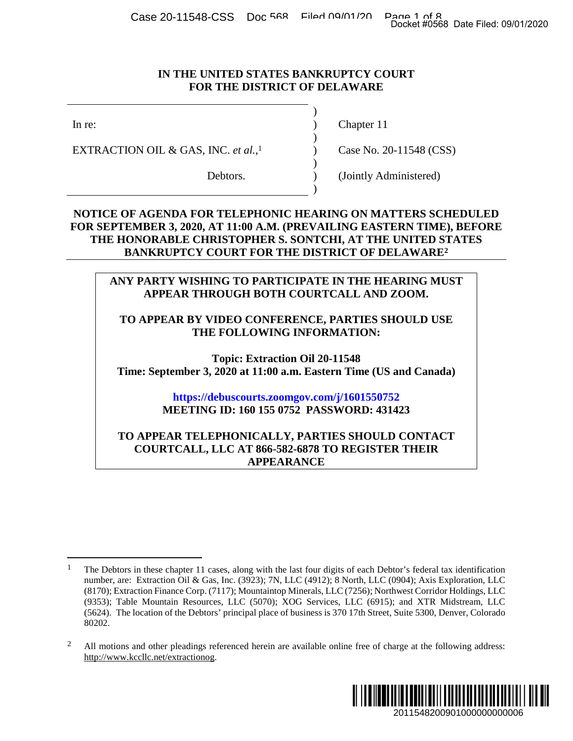# IN THE UNITED STATES BANKRUPTCY COURT FOR THE DISTRICT OF DELAWARE

| | | |
|---|---|---|
| In re: | ) | Chapter 11 |
| EXTRACTION OIL & GAS, INC. *et al.*,[1] | ) | Case No. 20-11548 (CSS) |
| Debtors. | ) | (Jointly Administered) |

## NOTICE OF AGENDA FOR TELEPHONIC HEARING ON MATTERS SCHEDULED FOR SEPTEMBER 3, 2020, AT 11:00 A.M. (PREVAILING EASTERN TIME), BEFORE THE HONORABLE CHRISTOPHER S. SONTCHI, AT THE UNITED STATES BANKRUPTCY COURT FOR THE DISTRICT OF DELAWARE[2]

**ANY PARTY WISHING TO PARTICIPATE IN THE HEARING MUST APPEAR THROUGH BOTH COURTCALL AND ZOOM.**

**TO APPEAR BY VIDEO CONFERENCE, PARTIES SHOULD USE THE FOLLOWING INFORMATION:**

**Topic: Extraction Oil 20-11548**
**Time: September 3, 2020 at 11:00 a.m. Eastern Time (US and Canada)**

**https://debuscourts.zoomgov.com/j/1601550752**
**MEETING ID: 160 155 0752 PASSWORD: 431423**

**TO APPEAR TELEPHONICALLY, PARTIES SHOULD CONTACT COURTCALL, LLC AT 866-582-6878 TO REGISTER THEIR APPEARANCE**

---

[1] The Debtors in these chapter 11 cases, along with the last four digits of each Debtor's federal tax identification number, are: Extraction Oil & Gas, Inc. (3923); 7N, LLC (4912); 8 North, LLC (0904); Axis Exploration, LLC (8170); Extraction Finance Corp. (7117); Mountaintop Minerals, LLC (7256); Northwest Corridor Holdings, LLC (9353); Table Mountain Resources, LLC (5070); XOG Services, LLC (6915); and XTR Midstream, LLC (5624). The location of the Debtors' principal place of business is 370 17th Street, Suite 5300, Denver, Colorado 80202.

[2] All motions and other pleadings referenced herein are available online free of charge at the following address: http://www.kccllc.net/extractionog.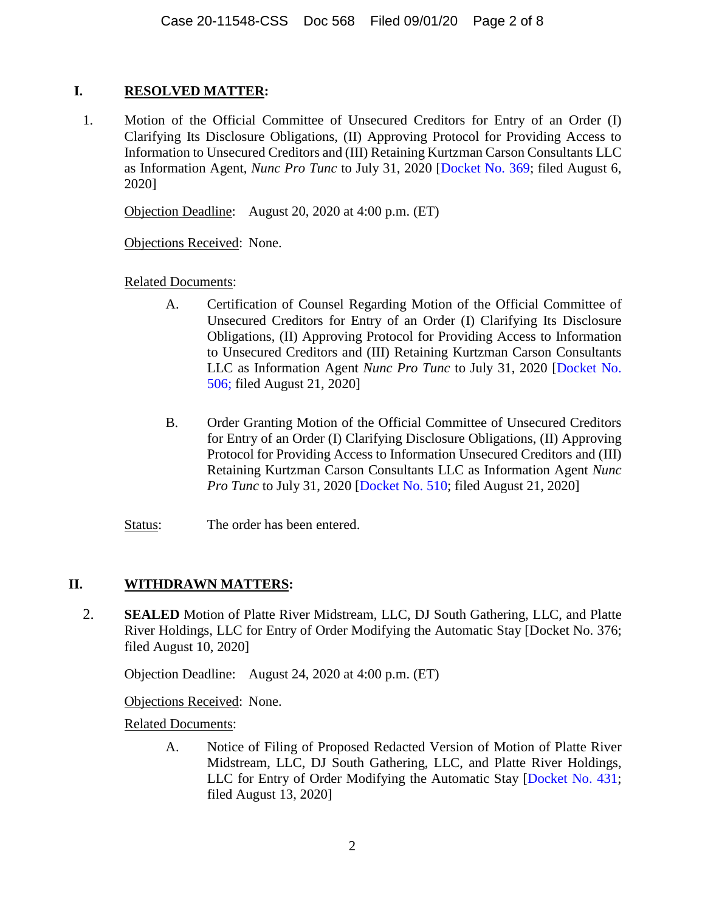## I. RESOLVED MATTER:

1. Motion of the Official Committee of Unsecured Creditors for Entry of an Order (I) Clarifying Its Disclosure Obligations, (II) Approving Protocol for Providing Access to Information to Unsecured Creditors and (III) Retaining Kurtzman Carson Consultants LLC as Information Agent, *Nunc Pro Tunc* to July 31, 2020 [Docket No. 369; filed August 6, 2020]

   Objection Deadline: August 20, 2020 at 4:00 p.m. (ET)

   Objections Received: None.

   Related Documents:

   A. Certification of Counsel Regarding Motion of the Official Committee of Unsecured Creditors for Entry of an Order (I) Clarifying Its Disclosure Obligations, (II) Approving Protocol for Providing Access to Information to Unsecured Creditors and (III) Retaining Kurtzman Carson Consultants LLC as Information Agent *Nunc Pro Tunc* to July 31, 2020 [Docket No. 506; filed August 21, 2020]

   B. Order Granting Motion of the Official Committee of Unsecured Creditors for Entry of an Order (I) Clarifying Disclosure Obligations, (II) Approving Protocol for Providing Access to Information Unsecured Creditors and (III) Retaining Kurtzman Carson Consultants LLC as Information Agent *Nunc Pro Tunc* to July 31, 2020 [Docket No. 510; filed August 21, 2020]

   Status: The order has been entered.

## II. WITHDRAWN MATTERS:

2. **SEALED** Motion of Platte River Midstream, LLC, DJ South Gathering, LLC, and Platte River Holdings, LLC for Entry of Order Modifying the Automatic Stay [Docket No. 376; filed August 10, 2020]

   Objection Deadline: August 24, 2020 at 4:00 p.m. (ET)

   Objections Received: None.

   Related Documents:

   A. Notice of Filing of Proposed Redacted Version of Motion of Platte River Midstream, LLC, DJ South Gathering, LLC, and Platte River Holdings, LLC for Entry of Order Modifying the Automatic Stay [Docket No. 431; filed August 13, 2020]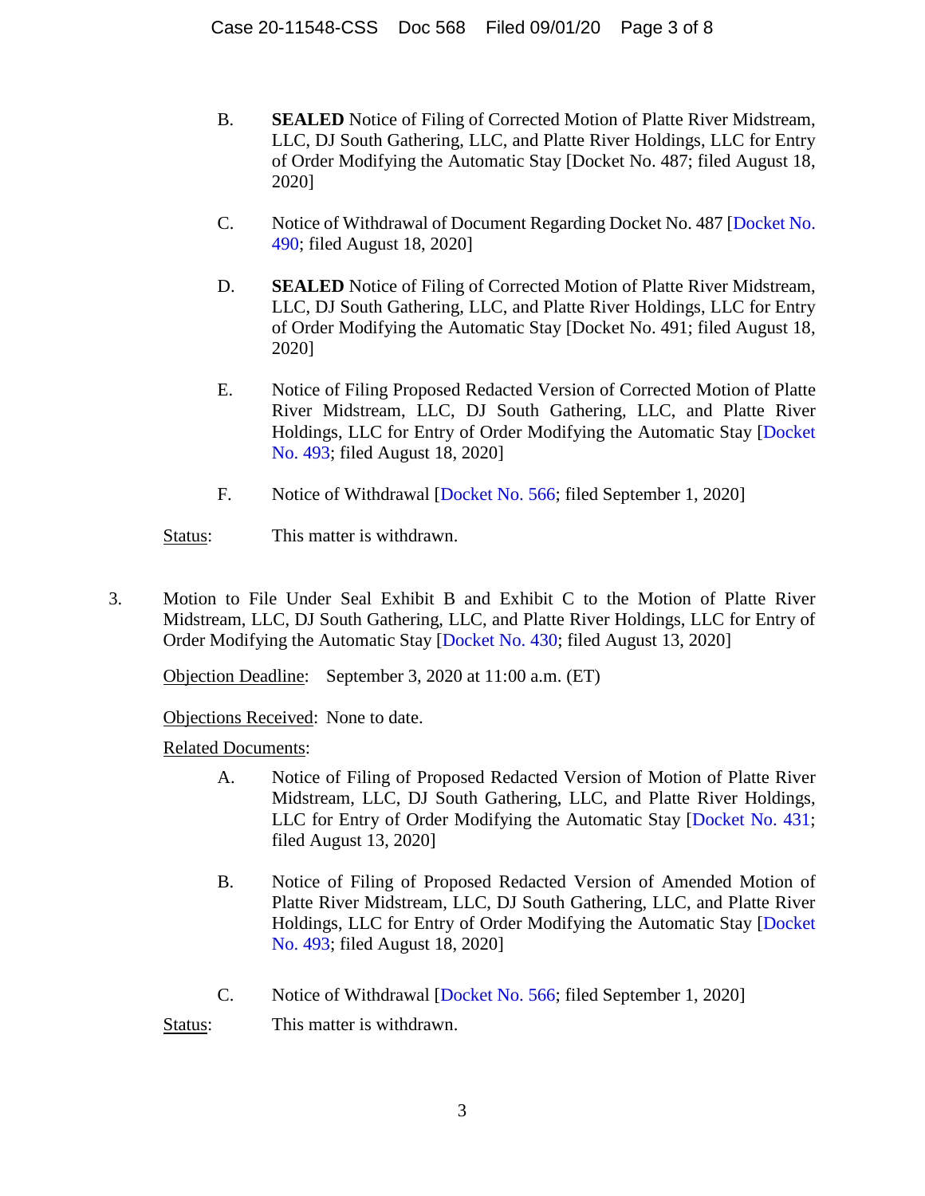B. **SEALED** Notice of Filing of Corrected Motion of Platte River Midstream, LLC, DJ South Gathering, LLC, and Platte River Holdings, LLC for Entry of Order Modifying the Automatic Stay [Docket No. 487; filed August 18, 2020]

C. Notice of Withdrawal of Document Regarding Docket No. 487 [Docket No. 490; filed August 18, 2020]

D. **SEALED** Notice of Filing of Corrected Motion of Platte River Midstream, LLC, DJ South Gathering, LLC, and Platte River Holdings, LLC for Entry of Order Modifying the Automatic Stay [Docket No. 491; filed August 18, 2020]

E. Notice of Filing Proposed Redacted Version of Corrected Motion of Platte River Midstream, LLC, DJ South Gathering, LLC, and Platte River Holdings, LLC for Entry of Order Modifying the Automatic Stay [Docket No. 493; filed August 18, 2020]

F. Notice of Withdrawal [Docket No. 566; filed September 1, 2020]

Status: This matter is withdrawn.

3. Motion to File Under Seal Exhibit B and Exhibit C to the Motion of Platte River Midstream, LLC, DJ South Gathering, LLC, and Platte River Holdings, LLC for Entry of Order Modifying the Automatic Stay [Docket No. 430; filed August 13, 2020]

Objection Deadline: September 3, 2020 at 11:00 a.m. (ET)

Objections Received: None to date.

Related Documents:

A. Notice of Filing of Proposed Redacted Version of Motion of Platte River Midstream, LLC, DJ South Gathering, LLC, and Platte River Holdings, LLC for Entry of Order Modifying the Automatic Stay [Docket No. 431; filed August 13, 2020]

B. Notice of Filing of Proposed Redacted Version of Amended Motion of Platte River Midstream, LLC, DJ South Gathering, LLC, and Platte River Holdings, LLC for Entry of Order Modifying the Automatic Stay [Docket No. 493; filed August 18, 2020]

C. Notice of Withdrawal [Docket No. 566; filed September 1, 2020]

Status: This matter is withdrawn.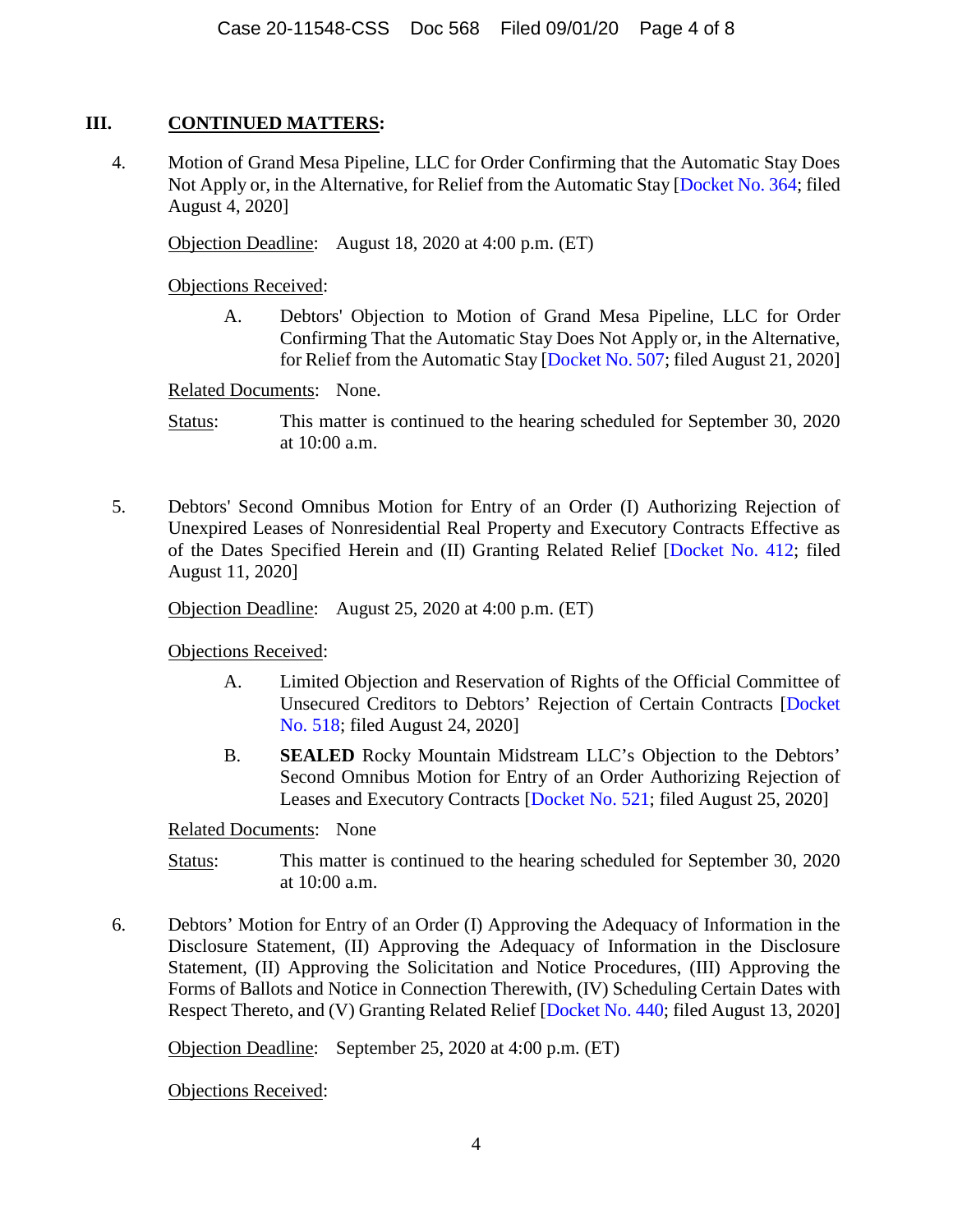## III. CONTINUED MATTERS:

4. Motion of Grand Mesa Pipeline, LLC for Order Confirming that the Automatic Stay Does Not Apply or, in the Alternative, for Relief from the Automatic Stay [Docket No. 364; filed August 4, 2020]

   Objection Deadline: August 18, 2020 at 4:00 p.m. (ET)

   Objections Received:

   A. Debtors' Objection to Motion of Grand Mesa Pipeline, LLC for Order Confirming That the Automatic Stay Does Not Apply or, in the Alternative, for Relief from the Automatic Stay [Docket No. 507; filed August 21, 2020]

   Related Documents: None.

   Status: This matter is continued to the hearing scheduled for September 30, 2020 at 10:00 a.m.

5. Debtors' Second Omnibus Motion for Entry of an Order (I) Authorizing Rejection of Unexpired Leases of Nonresidential Real Property and Executory Contracts Effective as of the Dates Specified Herein and (II) Granting Related Relief [Docket No. 412; filed August 11, 2020]

   Objection Deadline: August 25, 2020 at 4:00 p.m. (ET)

   Objections Received:

   A. Limited Objection and Reservation of Rights of the Official Committee of Unsecured Creditors to Debtors' Rejection of Certain Contracts [Docket No. 518; filed August 24, 2020]

   B. **SEALED** Rocky Mountain Midstream LLC's Objection to the Debtors' Second Omnibus Motion for Entry of an Order Authorizing Rejection of Leases and Executory Contracts [Docket No. 521; filed August 25, 2020]

   Related Documents: None

   Status: This matter is continued to the hearing scheduled for September 30, 2020 at 10:00 a.m.

6. Debtors' Motion for Entry of an Order (I) Approving the Adequacy of Information in the Disclosure Statement, (II) Approving the Adequacy of Information in the Disclosure Statement, (II) Approving the Solicitation and Notice Procedures, (III) Approving the Forms of Ballots and Notice in Connection Therewith, (IV) Scheduling Certain Dates with Respect Thereto, and (V) Granting Related Relief [Docket No. 440; filed August 13, 2020]

   Objection Deadline: September 25, 2020 at 4:00 p.m. (ET)

   Objections Received: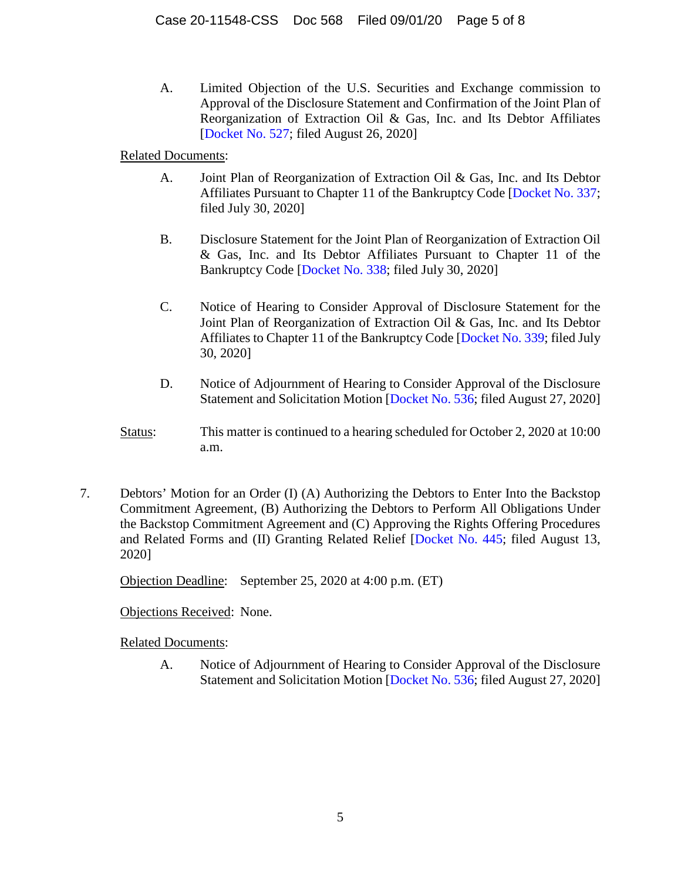A. Limited Objection of the U.S. Securities and Exchange commission to Approval of the Disclosure Statement and Confirmation of the Joint Plan of Reorganization of Extraction Oil & Gas, Inc. and Its Debtor Affiliates [Docket No. 527; filed August 26, 2020]

Related Documents:

A. Joint Plan of Reorganization of Extraction Oil & Gas, Inc. and Its Debtor Affiliates Pursuant to Chapter 11 of the Bankruptcy Code [Docket No. 337; filed July 30, 2020]

B. Disclosure Statement for the Joint Plan of Reorganization of Extraction Oil & Gas, Inc. and Its Debtor Affiliates Pursuant to Chapter 11 of the Bankruptcy Code [Docket No. 338; filed July 30, 2020]

C. Notice of Hearing to Consider Approval of Disclosure Statement for the Joint Plan of Reorganization of Extraction Oil & Gas, Inc. and Its Debtor Affiliates to Chapter 11 of the Bankruptcy Code [Docket No. 339; filed July 30, 2020]

D. Notice of Adjournment of Hearing to Consider Approval of the Disclosure Statement and Solicitation Motion [Docket No. 536; filed August 27, 2020]

Status: This matter is continued to a hearing scheduled for October 2, 2020 at 10:00 a.m.

7. Debtors' Motion for an Order (I) (A) Authorizing the Debtors to Enter Into the Backstop Commitment Agreement, (B) Authorizing the Debtors to Perform All Obligations Under the Backstop Commitment Agreement and (C) Approving the Rights Offering Procedures and Related Forms and (II) Granting Related Relief [Docket No. 445; filed August 13, 2020]

Objection Deadline: September 25, 2020 at 4:00 p.m. (ET)

Objections Received: None.

Related Documents:

A. Notice of Adjournment of Hearing to Consider Approval of the Disclosure Statement and Solicitation Motion [Docket No. 536; filed August 27, 2020]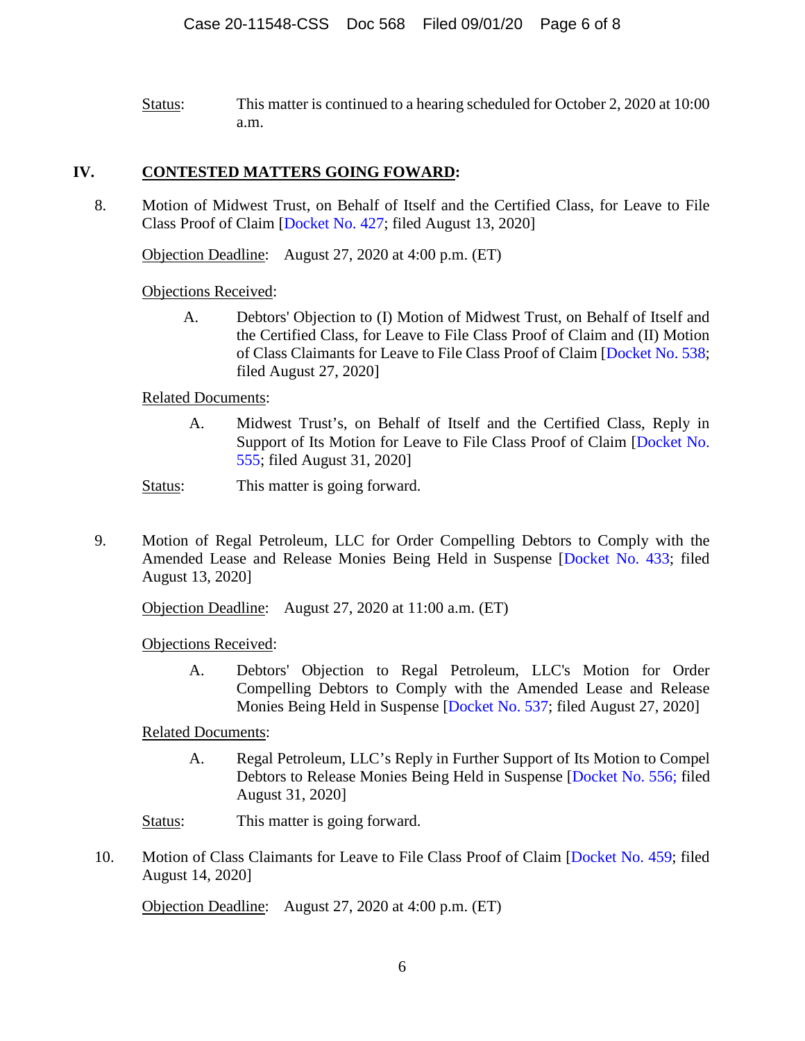Status: This matter is continued to a hearing scheduled for October 2, 2020 at 10:00 a.m.

## IV. CONTESTED MATTERS GOING FOWARD:

8. Motion of Midwest Trust, on Behalf of Itself and the Certified Class, for Leave to File Class Proof of Claim [Docket No. 427; filed August 13, 2020]

   Objection Deadline: August 27, 2020 at 4:00 p.m. (ET)

   Objections Received:

   A. Debtors' Objection to (I) Motion of Midwest Trust, on Behalf of Itself and the Certified Class, for Leave to File Class Proof of Claim and (II) Motion of Class Claimants for Leave to File Class Proof of Claim [Docket No. 538; filed August 27, 2020]

   Related Documents:

   A. Midwest Trust's, on Behalf of Itself and the Certified Class, Reply in Support of Its Motion for Leave to File Class Proof of Claim [Docket No. 555; filed August 31, 2020]

   Status: This matter is going forward.

9. Motion of Regal Petroleum, LLC for Order Compelling Debtors to Comply with the Amended Lease and Release Monies Being Held in Suspense [Docket No. 433; filed August 13, 2020]

   Objection Deadline: August 27, 2020 at 11:00 a.m. (ET)

   Objections Received:

   A. Debtors' Objection to Regal Petroleum, LLC's Motion for Order Compelling Debtors to Comply with the Amended Lease and Release Monies Being Held in Suspense [Docket No. 537; filed August 27, 2020]

   Related Documents:

   A. Regal Petroleum, LLC's Reply in Further Support of Its Motion to Compel Debtors to Release Monies Being Held in Suspense [Docket No. 556; filed August 31, 2020]

   Status: This matter is going forward.

10. Motion of Class Claimants for Leave to File Class Proof of Claim [Docket No. 459; filed August 14, 2020]

    Objection Deadline: August 27, 2020 at 4:00 p.m. (ET)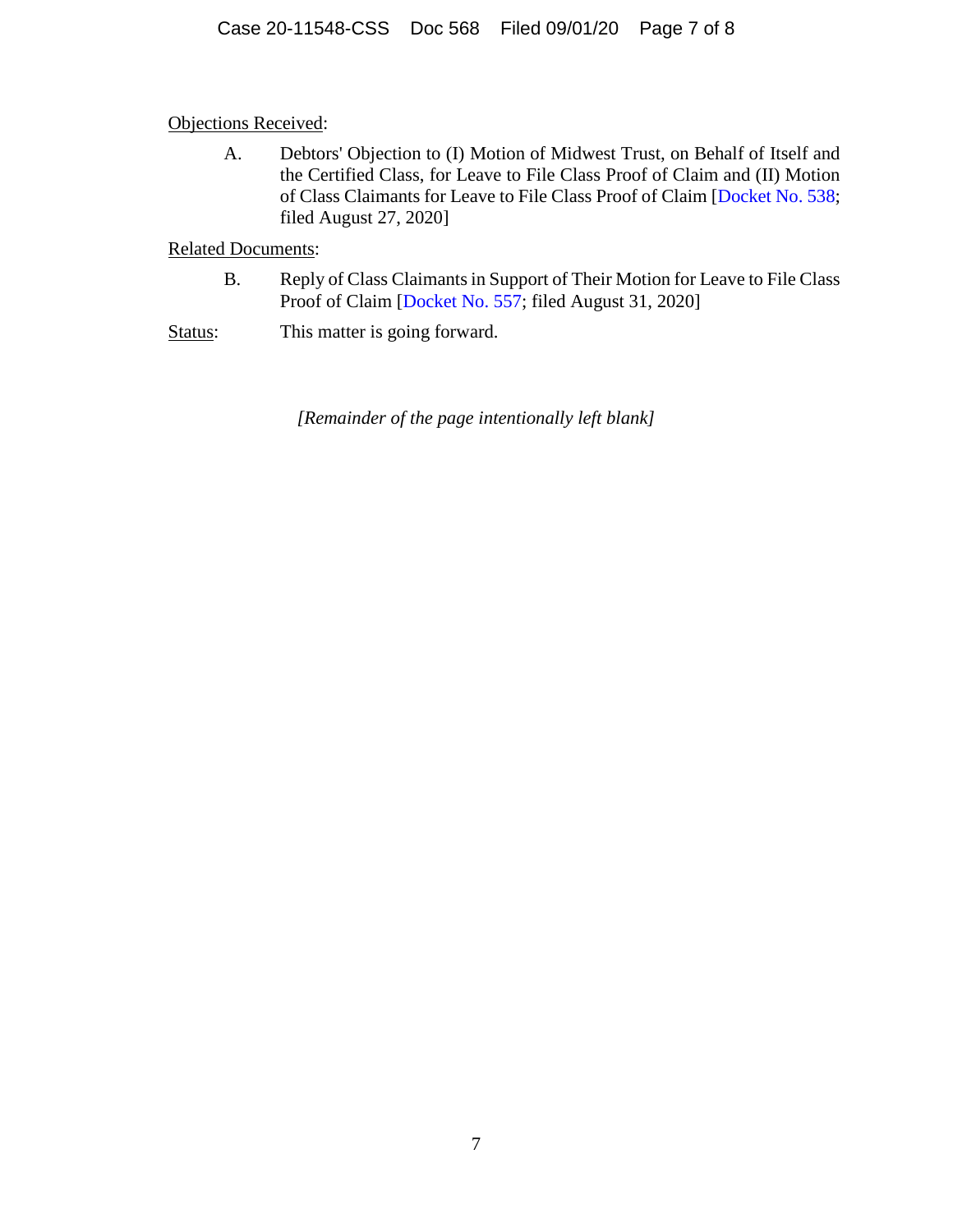<u>Objections Received</u>:

A. Debtors' Objection to (I) Motion of Midwest Trust, on Behalf of Itself and the Certified Class, for Leave to File Class Proof of Claim and (II) Motion of Class Claimants for Leave to File Class Proof of Claim [Docket No. 538; filed August 27, 2020]

<u>Related Documents</u>:

B. Reply of Class Claimants in Support of Their Motion for Leave to File Class Proof of Claim [Docket No. 557; filed August 31, 2020]

<u>Status</u>: This matter is going forward.

*[Remainder of the page intentionally left blank]*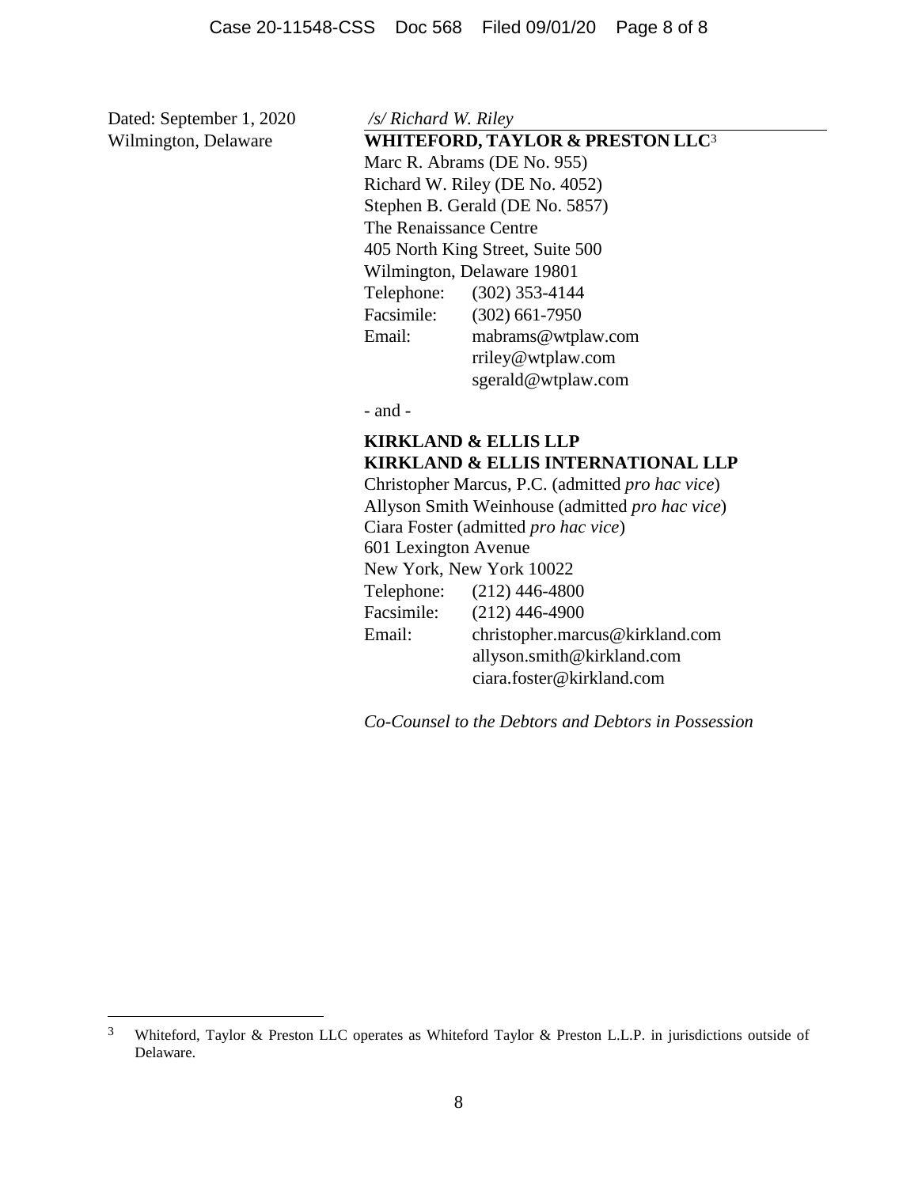Dated: September 1, 2020
Wilmington, Delaware

*/s/ Richard W. Riley*

**WHITEFORD, TAYLOR & PRESTON LLC**[3]
Marc R. Abrams (DE No. 955)
Richard W. Riley (DE No. 4052)
Stephen B. Gerald (DE No. 5857)
The Renaissance Centre
405 North King Street, Suite 500
Wilmington, Delaware 19801
Telephone: (302) 353-4144
Facsimile: (302) 661-7950
Email: mabrams@wtplaw.com
rriley@wtplaw.com
sgerald@wtplaw.com

\- and -

**KIRKLAND & ELLIS LLP**
**KIRKLAND & ELLIS INTERNATIONAL LLP**
Christopher Marcus, P.C. (admitted *pro hac vice*)
Allyson Smith Weinhouse (admitted *pro hac vice*)
Ciara Foster (admitted *pro hac vice*)
601 Lexington Avenue
New York, New York 10022
Telephone: (212) 446-4800
Facsimile: (212) 446-4900
Email: christopher.marcus@kirkland.com
allyson.smith@kirkland.com
ciara.foster@kirkland.com

*Co-Counsel to the Debtors and Debtors in Possession*

---

[3] Whiteford, Taylor & Preston LLC operates as Whiteford Taylor & Preston L.L.P. in jurisdictions outside of Delaware.